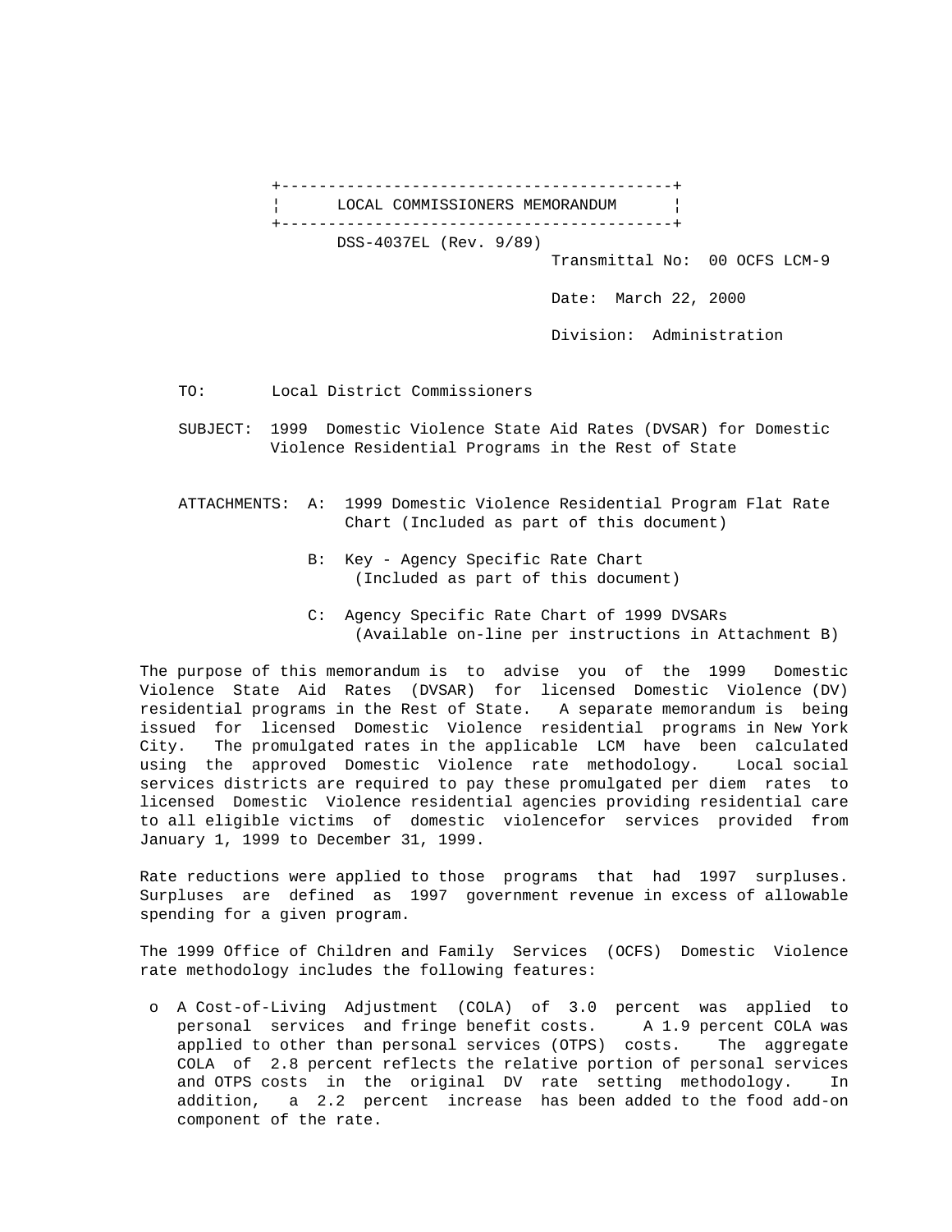# LOCAL COMMISSIONERS MEMORANDUM

DSS-4037EL (Rev. 9/89)

Transmittal No: 00 OCFS LCM-9

Date: March 22, 2000

Division: Administration

TO: Local District Commissioners

SUBJECT: 1999 Domestic Violence State Aid Rates (DVSAR) for Domestic Violence Residential Programs in the Rest of State

ATTACHMENTS:
- A: 1999 Domestic Violence Residential Program Flat Rate Chart (Included as part of this document)
- B: Key - Agency Specific Rate Chart (Included as part of this document)
- C: Agency Specific Rate Chart of 1999 DVSARs (Available on-line per instructions in Attachment B)

The purpose of this memorandum is to advise you of the 1999 Domestic Violence State Aid Rates (DVSAR) for licensed Domestic Violence (DV) residential programs in the Rest of State. A separate memorandum is being issued for licensed Domestic Violence residential programs in New York City. The promulgated rates in the applicable LCM have been calculated using the approved Domestic Violence rate methodology. Local social services districts are required to pay these promulgated per diem rates to licensed Domestic Violence residential agencies providing residential care to all eligible victims of domestic violencefor services provided from January 1, 1999 to December 31, 1999.

Rate reductions were applied to those programs that had 1997 surpluses. Surpluses are defined as 1997 government revenue in excess of allowable spending for a given program.

The 1999 Office of Children and Family Services (OCFS) Domestic Violence rate methodology includes the following features:

- A Cost-of-Living Adjustment (COLA) of 3.0 percent was applied to personal services and fringe benefit costs. A 1.9 percent COLA was applied to other than personal services (OTPS) costs. The aggregate COLA of 2.8 percent reflects the relative portion of personal services and OTPS costs in the original DV rate setting methodology. In addition, a 2.2 percent increase has been added to the food add-on component of the rate.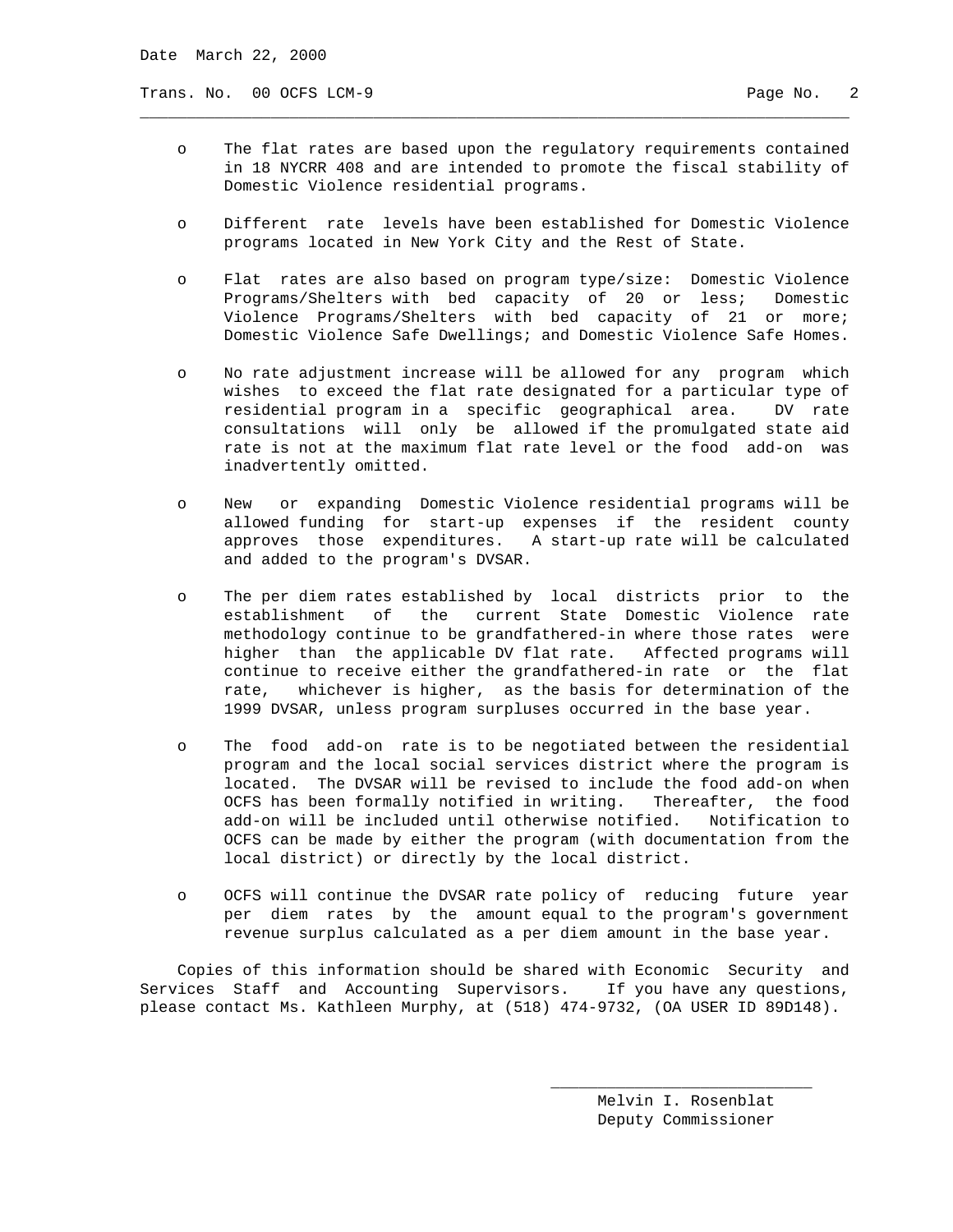- The flat rates are based upon the regulatory requirements contained in 18 NYCRR 408 and are intended to promote the fiscal stability of Domestic Violence residential programs.

- Different rate levels have been established for Domestic Violence programs located in New York City and the Rest of State.

- Flat rates are also based on program type/size: Domestic Violence Programs/Shelters with bed capacity of 20 or less; Domestic Violence Programs/Shelters with bed capacity of 21 or more; Domestic Violence Safe Dwellings; and Domestic Violence Safe Homes.

- No rate adjustment increase will be allowed for any program which wishes to exceed the flat rate designated for a particular type of residential program in a specific geographical area. DV rate consultations will only be allowed if the promulgated state aid rate is not at the maximum flat rate level or the food add-on was inadvertently omitted.

- New or expanding Domestic Violence residential programs will be allowed funding for start-up expenses if the resident county approves those expenditures. A start-up rate will be calculated and added to the program's DVSAR.

- The per diem rates established by local districts prior to the establishment of the current State Domestic Violence rate methodology continue to be grandfathered-in where those rates were higher than the applicable DV flat rate. Affected programs will continue to receive either the grandfathered-in rate or the flat rate, whichever is higher, as the basis for determination of the 1999 DVSAR, unless program surpluses occurred in the base year.

- The food add-on rate is to be negotiated between the residential program and the local social services district where the program is located. The DVSAR will be revised to include the food add-on when OCFS has been formally notified in writing. Thereafter, the food add-on will be included until otherwise notified. Notification to OCFS can be made by either the program (with documentation from the local district) or directly by the local district.

- OCFS will continue the DVSAR rate policy of reducing future year per diem rates by the amount equal to the program's government revenue surplus calculated as a per diem amount in the base year.

Copies of this information should be shared with Economic Security and Services Staff and Accounting Supervisors. If you have any questions, please contact Ms. Kathleen Murphy, at (518) 474-9732, (OA USER ID 89D148).

Melvin I. Rosenblat
Deputy Commissioner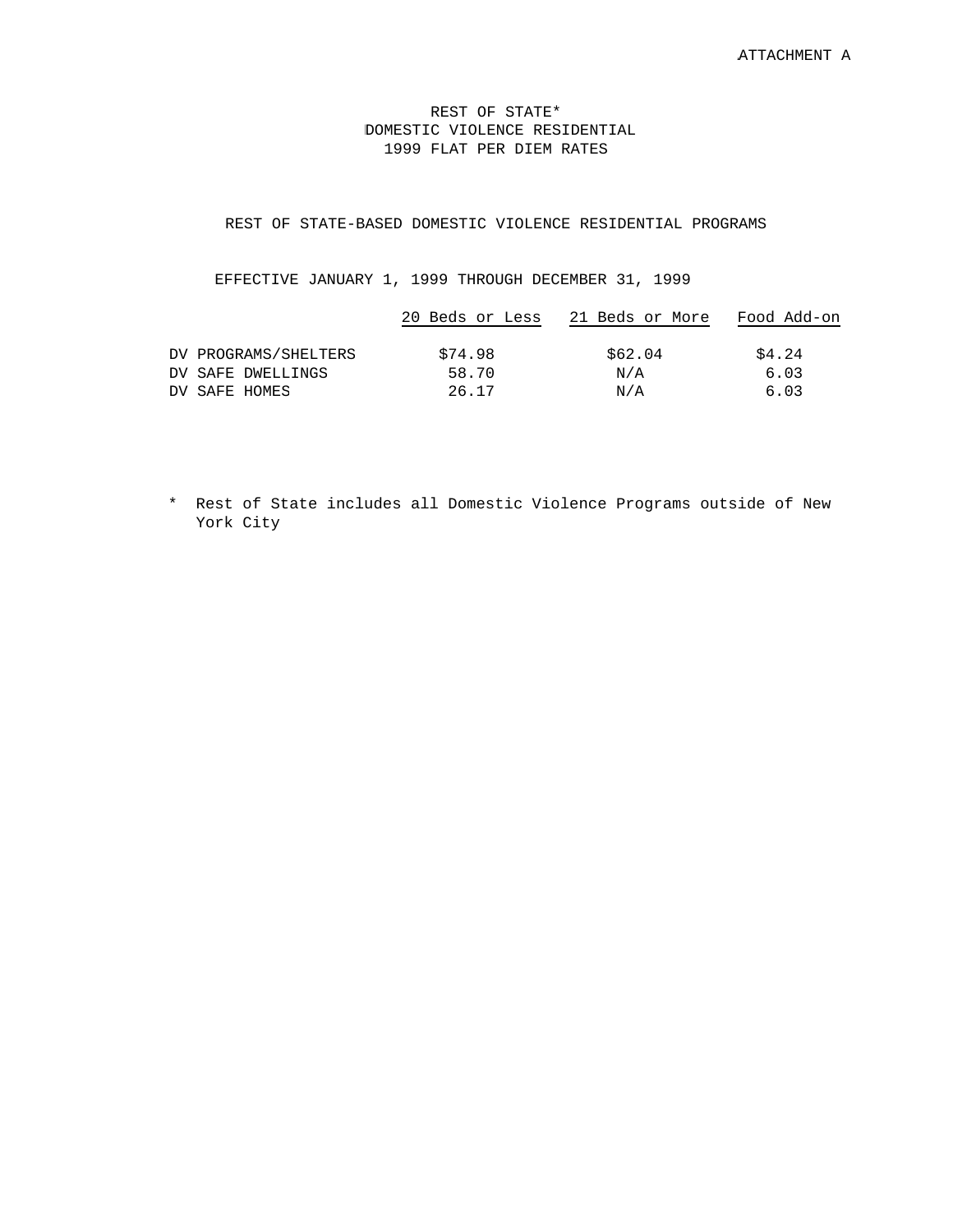ATTACHMENT A

# REST OF STATE*
# DOMESTIC VIOLENCE RESIDENTIAL
# 1999 FLAT PER DIEM RATES

## REST OF STATE-BASED DOMESTIC VIOLENCE RESIDENTIAL PROGRAMS

EFFECTIVE JANUARY 1, 1999 THROUGH DECEMBER 31, 1999

| | 20 Beds or Less | 21 Beds or More | Food Add-on |
|---|---|---|---|
| DV PROGRAMS/SHELTERS | $74.98 | $62.04 | $4.24 |
| DV SAFE DWELLINGS | 58.70 | N/A | 6.03 |
| DV SAFE HOMES | 26.17 | N/A | 6.03 |

* Rest of State includes all Domestic Violence Programs outside of New York City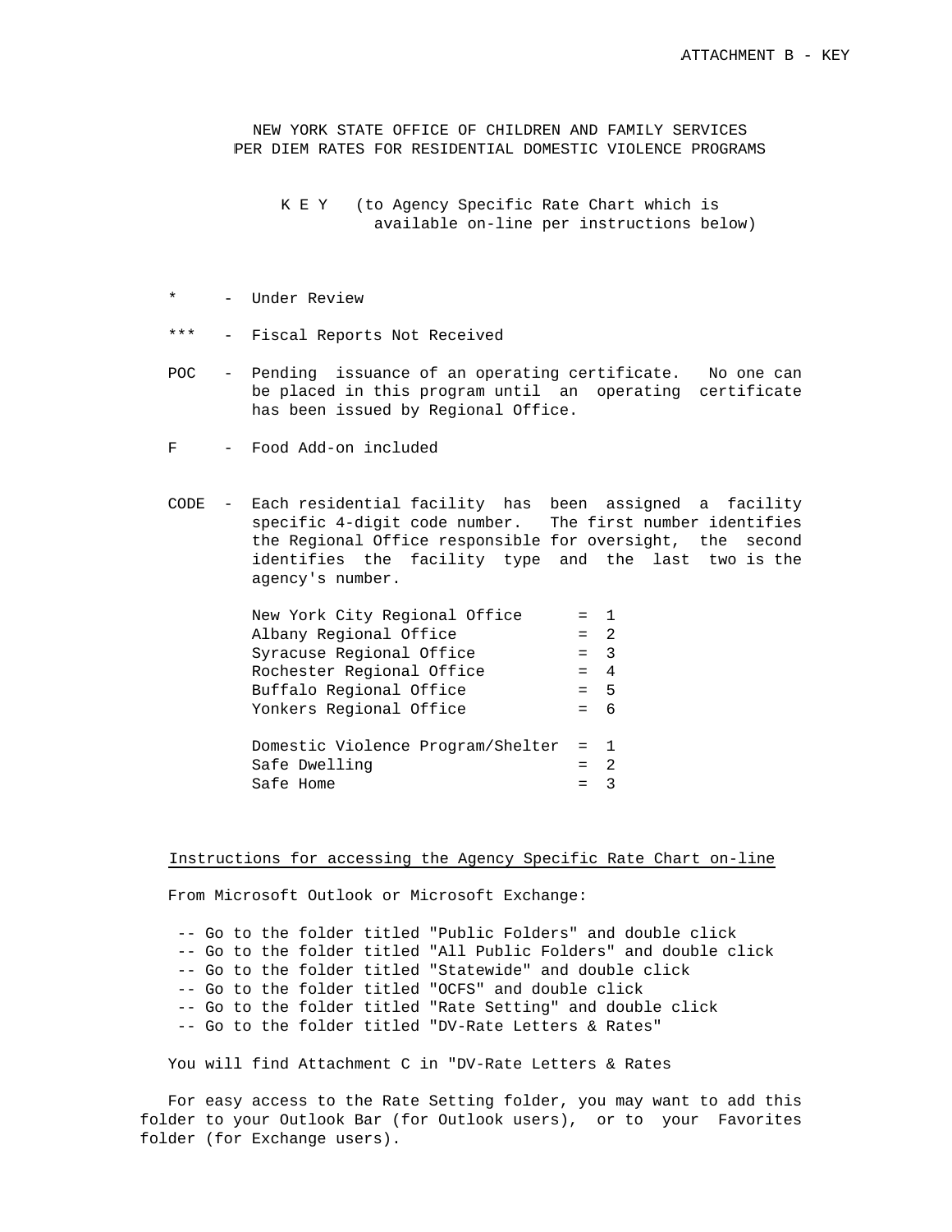ATTACHMENT B - KEY

# NEW YORK STATE OFFICE OF CHILDREN AND FAMILY SERVICES
# PER DIEM RATES FOR RESIDENTIAL DOMESTIC VIOLENCE PROGRAMS

## K E Y (to Agency Specific Rate Chart which is available on-line per instructions below)

- **\*** - Under Review
- **\*\*\*** - Fiscal Reports Not Received
- **POC** - Pending issuance of an operating certificate. No one can be placed in this program until an operating certificate has been issued by Regional Office.
- **F** - Food Add-on included
- **CODE** - Each residential facility has been assigned a facility specific 4-digit code number. The first number identifies the Regional Office responsible for oversight, the second identifies the facility type and the last two is the agency's number.

| | |
|---|---|
| New York City Regional Office | = 1 |
| Albany Regional Office | = 2 |
| Syracuse Regional Office | = 3 |
| Rochester Regional Office | = 4 |
| Buffalo Regional Office | = 5 |
| Yonkers Regional Office | = 6 |

| | |
|---|---|
| Domestic Violence Program/Shelter | = 1 |
| Safe Dwelling | = 2 |
| Safe Home | = 3 |

<u>Instructions for accessing the Agency Specific Rate Chart on-line</u>

From Microsoft Outlook or Microsoft Exchange:

- -- Go to the folder titled "Public Folders" and double click
- -- Go to the folder titled "All Public Folders" and double click
- -- Go to the folder titled "Statewide" and double click
- -- Go to the folder titled "OCFS" and double click
- -- Go to the folder titled "Rate Setting" and double click
- -- Go to the folder titled "DV-Rate Letters & Rates"

You will find Attachment C in "DV-Rate Letters & Rates

For easy access to the Rate Setting folder, you may want to add this folder to your Outlook Bar (for Outlook users), or to your Favorites folder (for Exchange users).